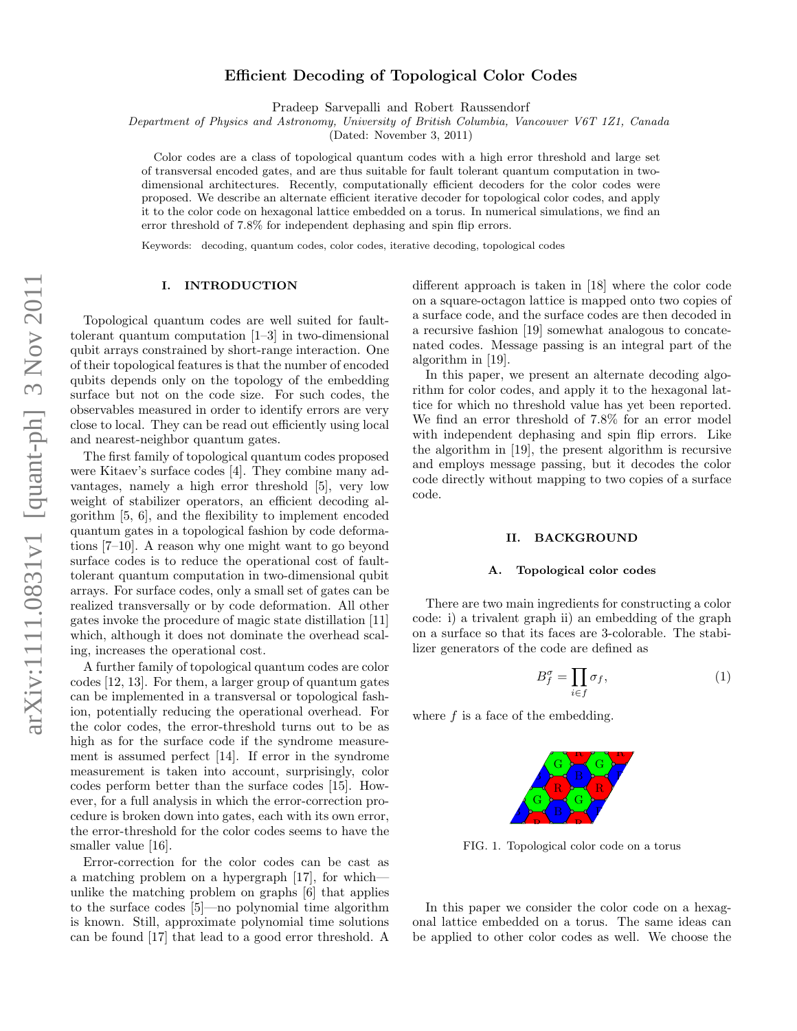# Efficient Decoding of Topological Color Codes

Pradeep Sarvepalli and Robert Raussendorf

*Department of Physics and Astronomy, University of British Columbia, Vancouver V6T 1Z1, Canada*

(Dated: November 3, 2011)

Color codes are a class of topological quantum codes with a high error threshold and large set of transversal encoded gates, and are thus suitable for fault tolerant quantum computation in two-dimensional architectures. Recently, computationally efficient decoders for the color codes were proposed. We describe an alternate efficient iterative decoder for topological color codes, and apply it to the color code on hexagonal lattice embedded on a torus. In numerical simulations, we find an error threshold of 7.8% for independent dephasing and spin flip errors.

Keywords: decoding, quantum codes, color codes, iterative decoding, topological codes

## I. INTRODUCTION

Topological quantum codes are well suited for fault-tolerant quantum computation [1–3] in two-dimensional qubit arrays constrained by short-range interaction. One of their topological features is that the number of encoded qubits depends only on the topology of the embedding surface but not on the code size. For such codes, the observables measured in order to identify errors are very close to local. They can be read out efficiently using local and nearest-neighbor quantum gates.

The first family of topological quantum codes proposed were Kitaev's surface codes [4]. They combine many advantages, namely a high error threshold [5], very low weight of stabilizer operators, an efficient decoding algorithm [5, 6], and the flexibility to implement encoded quantum gates in a topological fashion by code deformations [7–10]. A reason why one might want to go beyond surface codes is to reduce the operational cost of fault-tolerant quantum computation in two-dimensional qubit arrays. For surface codes, only a small set of gates can be realized transversally or by code deformation. All other gates invoke the procedure of magic state distillation [11] which, although it does not dominate the overhead scaling, increases the operational cost.

A further family of topological quantum codes are color codes [12, 13]. For them, a larger group of quantum gates can be implemented in a transversal or topological fashion, potentially reducing the operational overhead. For the color codes, the error-threshold turns out to be as high as for the surface code if the syndrome measurement is assumed perfect [14]. If error in the syndrome measurement is taken into account, surprisingly, color codes perform better than the surface codes [15]. However, for a full analysis in which the error-correction procedure is broken down into gates, each with its own error, the error-threshold for the color codes seems to have the smaller value [16].

Error-correction for the color codes can be cast as a matching problem on a hypergraph [17], for which—unlike the matching problem on graphs [6] that applies to the surface codes [5]—no polynomial time algorithm is known. Still, approximate polynomial time solutions can be found [17] that lead to a good error threshold. A different approach is taken in [18] where the color code on a square-octagon lattice is mapped onto two copies of a surface code, and the surface codes are then decoded in a recursive fashion [19] somewhat analogous to concatenated codes. Message passing is an integral part of the algorithm in [19].

In this paper, we present an alternate decoding algorithm for color codes, and apply it to the hexagonal lattice for which no threshold value has yet been reported. We find an error threshold of 7.8% for an error model with independent dephasing and spin flip errors. Like the algorithm in [19], the present algorithm is recursive and employs message passing, but it decodes the color code directly without mapping to two copies of a surface code.

## II. BACKGROUND

### A. Topological color codes

There are two main ingredients for constructing a color code: i) a trivalent graph ii) an embedding of the graph on a surface so that its faces are 3-colorable. The stabilizer generators of the code are defined as

$$B_f^{\sigma} = \prod_{i \in f} \sigma_f, \tag{1}$$

where $f$ is a face of the embedding.

FIG. 1. Topological color code on a torus

In this paper we consider the color code on a hexagonal lattice embedded on a torus. The same ideas can be applied to other color codes as well. We choose the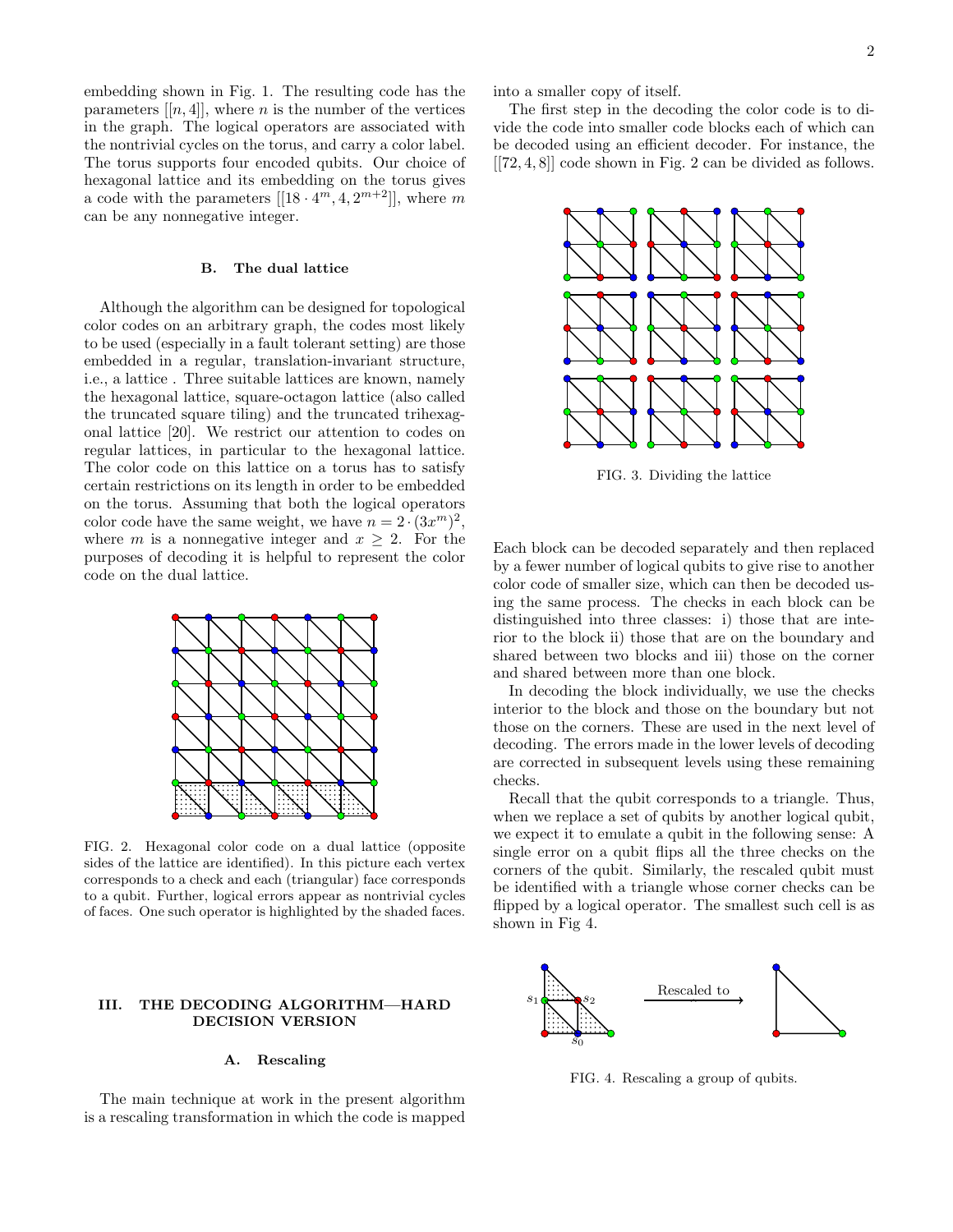embedding shown in Fig. 1. The resulting code has the parameters $[[n, 4]]$, where $n$ is the number of the vertices in the graph. The logical operators are associated with the nontrivial cycles on the torus, and carry a color label. The torus supports four encoded qubits. Our choice of hexagonal lattice and its embedding on the torus gives a code with the parameters $[[18 \cdot 4^m, 4, 2^{m+2}]]$, where $m$ can be any nonnegative integer.

### B. The dual lattice

Although the algorithm can be designed for topological color codes on an arbitrary graph, the codes most likely to be used (especially in a fault tolerant setting) are those embedded in a regular, translation-invariant structure, i.e., a lattice . Three suitable lattices are known, namely the hexagonal lattice, square-octagon lattice (also called the truncated square tiling) and the truncated trihexagonal lattice [20]. We restrict our attention to codes on regular lattices, in particular to the hexagonal lattice. The color code on this lattice on a torus has to satisfy certain restrictions on its length in order to be embedded on the torus. Assuming that both the logical operators color code have the same weight, we have $n = 2 \cdot (3x^m)^2$, where $m$ is a nonnegative integer and $x \geq 2$. For the purposes of decoding it is helpful to represent the color code on the dual lattice.

FIG. 2. Hexagonal color code on a dual lattice (opposite sides of the lattice are identified). In this picture each vertex corresponds to a check and each (triangular) face corresponds to a qubit. Further, logical errors appear as nontrivial cycles of faces. One such operator is highlighted by the shaded faces.

## III. THE DECODING ALGORITHM—HARD DECISION VERSION

### A. Rescaling

The main technique at work in the present algorithm is a rescaling transformation in which the code is mapped into a smaller copy of itself.

The first step in the decoding the color code is to divide the code into smaller code blocks each of which can be decoded using an efficient decoder. For instance, the $[[72, 4, 8]]$ code shown in Fig. 2 can be divided as follows.

FIG. 3. Dividing the lattice

Each block can be decoded separately and then replaced by a fewer number of logical qubits to give rise to another color code of smaller size, which can then be decoded using the same process. The checks in each block can be distinguished into three classes: i) those that are interior to the block ii) those that are on the boundary and shared between two blocks and iii) those on the corner and shared between more than one block.

In decoding the block individually, we use the checks interior to the block and those on the boundary but not those on the corners. These are used in the next level of decoding. The errors made in the lower levels of decoding are corrected in subsequent levels using these remaining checks.

Recall that the qubit corresponds to a triangle. Thus, when we replace a set of qubits by another logical qubit, we expect it to emulate a qubit in the following sense: A single error on a qubit flips all the three checks on the corners of the qubit. Similarly, the rescaled qubit must be identified with a triangle whose corner checks can be flipped by a logical operator. The smallest such cell is as shown in Fig 4.

FIG. 4. Rescaling a group of qubits.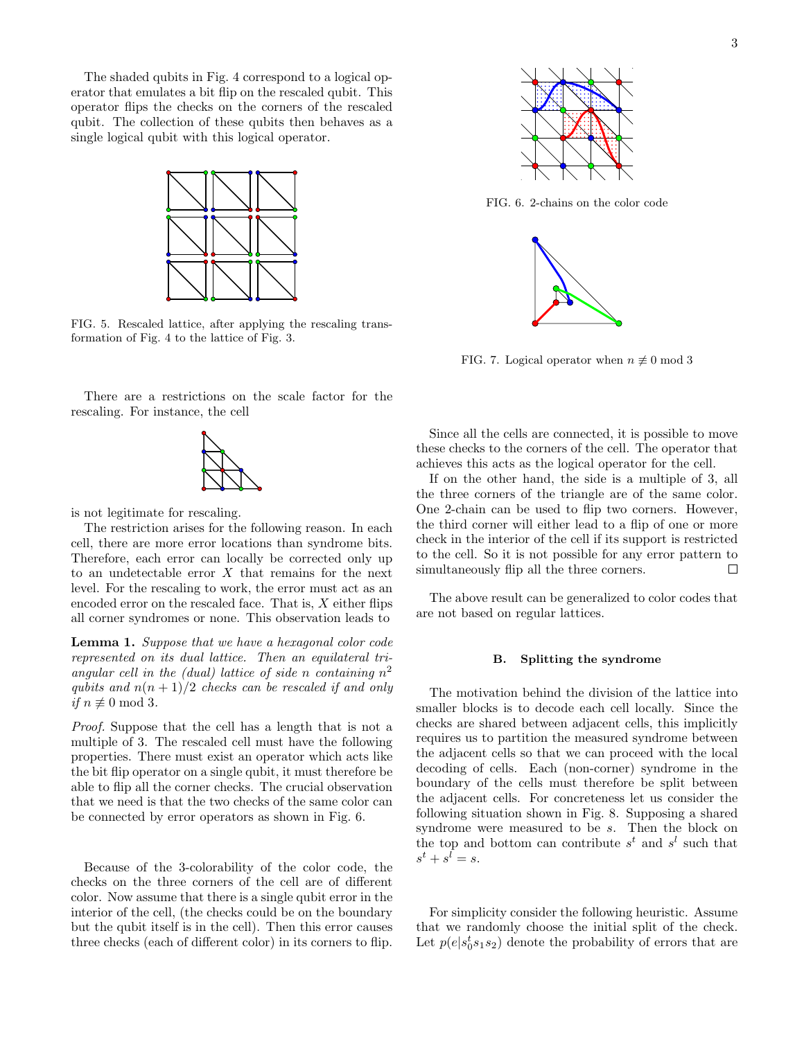The shaded qubits in Fig. 4 correspond to a logical operator that emulates a bit flip on the rescaled qubit. This operator flips the checks on the corners of the rescaled qubit. The collection of these qubits then behaves as a single logical qubit with this logical operator.

FIG. 5. Rescaled lattice, after applying the rescaling transformation of Fig. 4 to the lattice of Fig. 3.

There are a restrictions on the scale factor for the rescaling. For instance, the cell

is not legitimate for rescaling.

The restriction arises for the following reason. In each cell, there are more error locations than syndrome bits. Therefore, each error can locally be corrected only up to an undetectable error $X$ that remains for the next level. For the rescaling to work, the error must act as an encoded error on the rescaled face. That is, $X$ either flips all corner syndromes or none. This observation leads to

**Lemma 1.** *Suppose that we have a hexagonal color code represented on its dual lattice. Then an equilateral triangular cell in the (dual) lattice of side $n$ containing $n^2$ qubits and $n(n+1)/2$ checks can be rescaled if and only if $n \not\equiv 0 \bmod 3$.*

*Proof.* Suppose that the cell has a length that is not a multiple of 3. The rescaled cell must have the following properties. There must exist an operator which acts like the bit flip operator on a single qubit, it must therefore be able to flip all the corner checks. The crucial observation that we need is that the two checks of the same color can be connected by error operators as shown in Fig. 6.

Because of the 3-colorability of the color code, the checks on the three corners of the cell are of different color. Now assume that there is a single qubit error in the interior of the cell, (the checks could be on the boundary but the qubit itself is in the cell). Then this error causes three checks (each of different color) in its corners to flip.

FIG. 6. 2-chains on the color code

FIG. 7. Logical operator when $n \not\equiv 0 \bmod 3$

Since all the cells are connected, it is possible to move these checks to the corners of the cell. The operator that achieves this acts as the logical operator for the cell.

If on the other hand, the side is a multiple of 3, all the three corners of the triangle are of the same color. One 2-chain can be used to flip two corners. However, the third corner will either lead to a flip of one or more check in the interior of the cell if its support is restricted to the cell. So it is not possible for any error pattern to simultaneously flip all the three corners. □

The above result can be generalized to color codes that are not based on regular lattices.

### B. Splitting the syndrome

The motivation behind the division of the lattice into smaller blocks is to decode each cell locally. Since the checks are shared between adjacent cells, this implicitly requires us to partition the measured syndrome between the adjacent cells so that we can proceed with the local decoding of cells. Each (non-corner) syndrome in the boundary of the cells must therefore be split between the adjacent cells. For concreteness let us consider the following situation shown in Fig. 8. Supposing a shared syndrome were measured to be $s$. Then the block on the top and bottom can contribute $s^t$ and $s^l$ such that $s^t + s^l = s$.

For simplicity consider the following heuristic. Assume that we randomly choose the initial split of the check. Let $p(e|s_0^t s_1 s_2)$ denote the probability of errors that are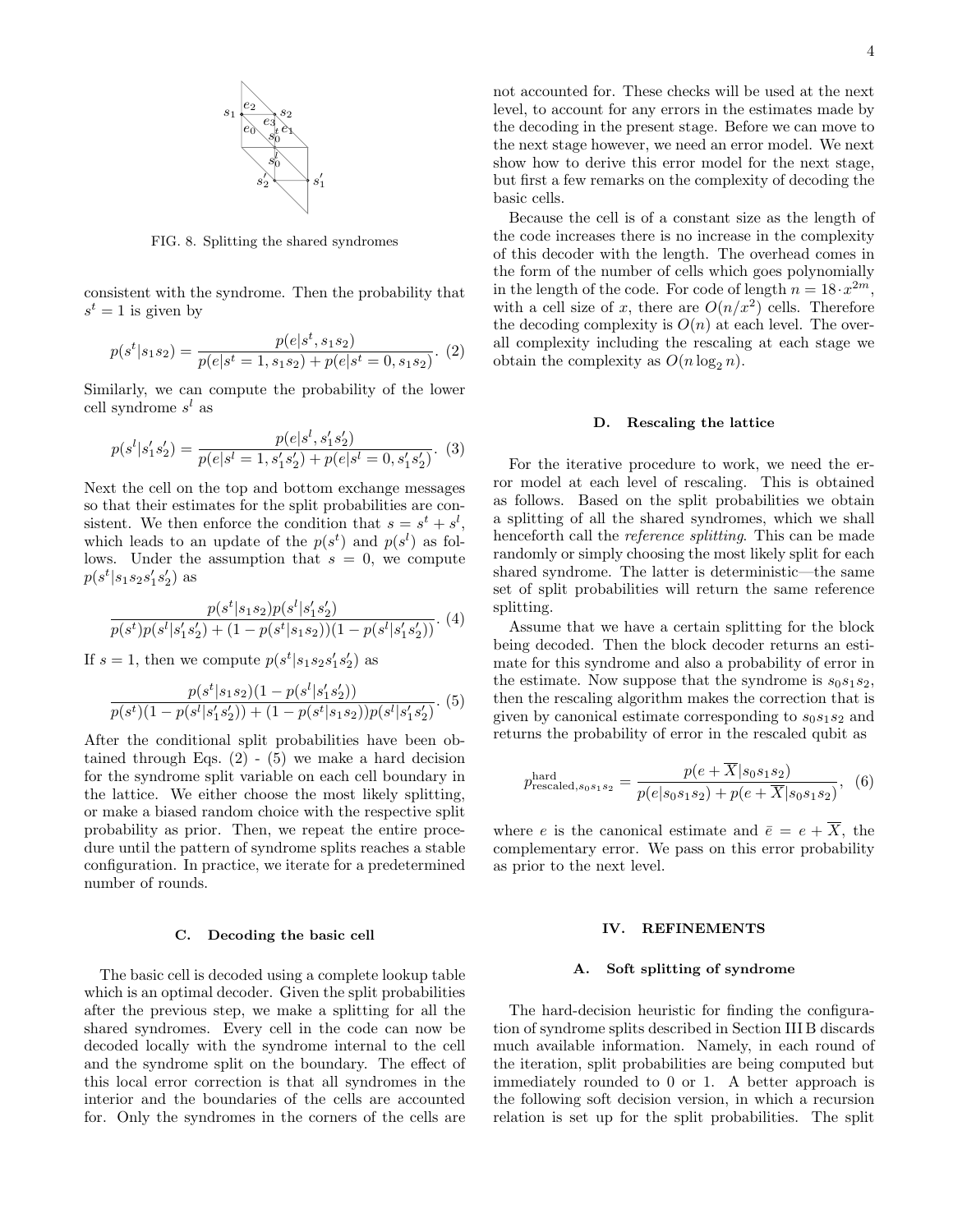FIG. 8. Splitting the shared syndromes

consistent with the syndrome. Then the probability that $s^t = 1$ is given by

$$p(s^t|s_1 s_2) = \frac{p(e|s^t, s_1 s_2)}{p(e|s^t = 1, s_1 s_2) + p(e|s^t = 0, s_1 s_2)}. \quad (2)$$

Similarly, we can compute the probability of the lower cell syndrome $s^l$ as

$$p(s^l|s_1' s_2') = \frac{p(e|s^l, s_1' s_2')}{p(e|s^l = 1, s_1' s_2') + p(e|s^l = 0, s_1' s_2')}. \quad (3)$$

Next the cell on the top and bottom exchange messages so that their estimates for the split probabilities are consistent. We then enforce the condition that $s = s^t + s^l$, which leads to an update of the $p(s^t)$ and $p(s^l)$ as follows. Under the assumption that $s = 0$, we compute $p(s^t|s_1 s_2 s_1' s_2')$ as

$$\frac{p(s^t|s_1 s_2) p(s^l|s_1' s_2')}{p(s^t) p(s^l|s_1' s_2') + (1 - p(s^t|s_1 s_2))(1 - p(s^l|s_1' s_2'))}. \quad (4)$$

If $s = 1$, then we compute $p(s^t|s_1 s_2 s_1' s_2')$ as

$$\frac{p(s^t|s_1 s_2)(1 - p(s^l|s_1' s_2'))}{p(s^t)(1 - p(s^l|s_1' s_2')) + (1 - p(s^t|s_1 s_2)) p(s^l|s_1' s_2')}. \quad (5)$$

After the conditional split probabilities have been obtained through Eqs. (2) - (5) we make a hard decision for the syndrome split variable on each cell boundary in the lattice. We either choose the most likely splitting, or make a biased random choice with the respective split probability as prior. Then, we repeat the entire procedure until the pattern of syndrome splits reaches a stable configuration. In practice, we iterate for a predetermined number of rounds.

### C. Decoding the basic cell

The basic cell is decoded using a complete lookup table which is an optimal decoder. Given the split probabilities after the previous step, we make a splitting for all the shared syndromes. Every cell in the code can now be decoded locally with the syndrome internal to the cell and the syndrome split on the boundary. The effect of this local error correction is that all syndromes in the interior and the boundaries of the cells are accounted for. Only the syndromes in the corners of the cells are not accounted for. These checks will be used at the next level, to account for any errors in the estimates made by the decoding in the present stage. Before we can move to the next stage however, we need an error model. We next show how to derive this error model for the next stage, but first a few remarks on the complexity of decoding the basic cells.

Because the cell is of a constant size as the length of the code increases there is no increase in the complexity of this decoder with the length. The overhead comes in the form of the number of cells which goes polynomially in the length of the code. For code of length $n = 18 \cdot x^{2m}$, with a cell size of $x$, there are $O(n/x^2)$ cells. Therefore the decoding complexity is $O(n)$ at each level. The overall complexity including the rescaling at each stage we obtain the complexity as $O(n \log_2 n)$.

### D. Rescaling the lattice

For the iterative procedure to work, we need the error model at each level of rescaling. This is obtained as follows. Based on the split probabilities we obtain a splitting of all the shared syndromes, which we shall henceforth call the *reference splitting*. This can be made randomly or simply choosing the most likely split for each shared syndrome. The latter is deterministic—the same set of split probabilities will return the same reference splitting.

Assume that we have a certain splitting for the block being decoded. Then the block decoder returns an estimate for this syndrome and also a probability of error in the estimate. Now suppose that the syndrome is $s_0 s_1 s_2$, then the rescaling algorithm makes the correction that is given by canonical estimate corresponding to $s_0 s_1 s_2$ and returns the probability of error in the rescaled qubit as

$$p^{\text{hard}}_{\text{rescaled}, s_0 s_1 s_2} = \frac{p(e + \overline{X}|s_0 s_1 s_2)}{p(e|s_0 s_1 s_2) + p(e + \overline{X}|s_0 s_1 s_2)}, \quad (6)$$

where $e$ is the canonical estimate and $\bar{e} = e + \overline{X}$, the complementary error. We pass on this error probability as prior to the next level.

## IV. REFINEMENTS

### A. Soft splitting of syndrome

The hard-decision heuristic for finding the configuration of syndrome splits described in Section III B discards much available information. Namely, in each round of the iteration, split probabilities are being computed but immediately rounded to 0 or 1. A better approach is the following soft decision version, in which a recursion relation is set up for the split probabilities. The split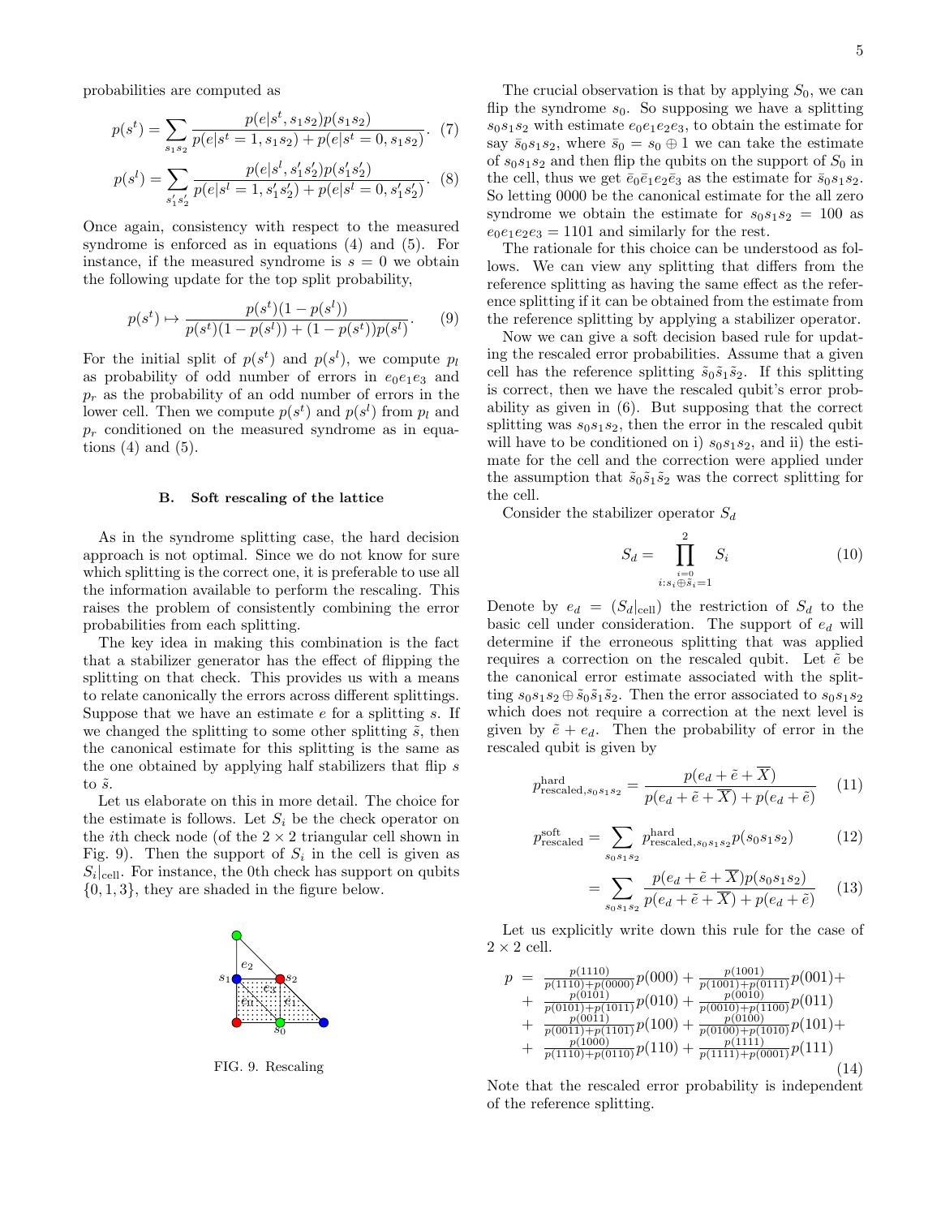probabilities are computed as

$$p(s^t) = \sum_{s_1 s_2} \frac{p(e|s^t, s_1 s_2) p(s_1 s_2)}{p(e|s^t=1, s_1 s_2) + p(e|s^t=0, s_1 s_2)}. \quad (7)$$

$$p(s^l) = \sum_{s_1' s_2'} \frac{p(e|s^l, s_1' s_2') p(s_1' s_2')}{p(e|s^l=1, s_1' s_2') + p(e|s^l=0, s_1' s_2')}. \quad (8)$$

Once again, consistency with respect to the measured syndrome is enforced as in equations (4) and (5). For instance, if the measured syndrome is $s = 0$ we obtain the following update for the top split probability,

$$p(s^t) \mapsto \frac{p(s^t)(1 - p(s^l))}{p(s^t)(1 - p(s^l)) + (1 - p(s^t))p(s^l)}. \quad (9)$$

For the initial split of $p(s^t)$ and $p(s^l)$, we compute $p_l$ as probability of odd number of errors in $e_0 e_1 e_3$ and $p_r$ as the probability of an odd number of errors in the lower cell. Then we compute $p(s^t)$ and $p(s^l)$ from $p_l$ and $p_r$ conditioned on the measured syndrome as in equations (4) and (5).

### B. Soft rescaling of the lattice

As in the syndrome splitting case, the hard decision approach is not optimal. Since we do not know for sure which splitting is the correct one, it is preferable to use all the information available to perform the rescaling. This raises the problem of consistently combining the error probabilities from each splitting.

The key idea in making this combination is the fact that a stabilizer generator has the effect of flipping the splitting on that check. This provides us with a means to relate canonically the errors across different splittings. Suppose that we have an estimate $e$ for a splitting $s$. If we changed the splitting to some other splitting $\tilde{s}$, then the canonical estimate for this splitting is the same as the one obtained by applying half stabilizers that flip $s$ to $\tilde{s}$.

Let us elaborate on this in more detail. The choice for the estimate is follows. Let $S_i$ be the check operator on the $i$th check node (of the $2 \times 2$ triangular cell shown in Fig. 9). Then the support of $S_i$ in the cell is given as $S_i|_{\text{cell}}$. For instance, the 0th check has support on qubits $\{0, 1, 3\}$, they are shaded in the figure below.

FIG. 9. Rescaling

The crucial observation is that by applying $S_0$, we can flip the syndrome $s_0$. So supposing we have a splitting $s_0 s_1 s_2$ with estimate $e_0 e_1 e_2 e_3$, to obtain the estimate for say $\bar{s}_0 s_1 s_2$, where $\bar{s}_0 = s_0 \oplus 1$ we can take the estimate of $s_0 s_1 s_2$ and then flip the qubits on the support of $S_0$ in the cell, thus we get $\bar{e}_0 \bar{e}_1 e_2 \bar{e}_3$ as the estimate for $\bar{s}_0 s_1 s_2$. So letting 0000 be the canonical estimate for the all zero syndrome we obtain the estimate for $s_0 s_1 s_2 = 100$ as $e_0 e_1 e_2 e_3 = 1101$ and similarly for the rest.

The rationale for this choice can be understood as follows. We can view any splitting that differs from the reference splitting as having the same effect as the reference splitting if it can be obtained from the estimate from the reference splitting by applying a stabilizer operator.

Now we can give a soft decision based rule for updating the rescaled error probabilities. Assume that a given cell has the reference splitting $\tilde{s}_0 \tilde{s}_1 \tilde{s}_2$. If this splitting is correct, then we have the rescaled qubit's error probability as given in (6). But supposing that the correct splitting was $s_0 s_1 s_2$, then the error in the rescaled qubit will have to be conditioned on i) $s_0 s_1 s_2$, and ii) the estimate for the cell and the correction were applied under the assumption that $\tilde{s}_0 \tilde{s}_1 \tilde{s}_2$ was the correct splitting for the cell.

Consider the stabilizer operator $S_d$

$$S_d = \prod_{\substack{i=0 \\ i: s_i \oplus \tilde{s}_i = 1}}^{2} S_i \quad (10)$$

Denote by $e_d = (S_d|_{\text{cell}})$ the restriction of $S_d$ to the basic cell under consideration. The support of $e_d$ will determine if the erroneous splitting that was applied requires a correction on the rescaled qubit. Let $\tilde{e}$ be the canonical error estimate associated with the splitting $s_0 s_1 s_2 \oplus \tilde{s}_0 \tilde{s}_1 \tilde{s}_2$. Then the error associated to $s_0 s_1 s_2$ which does not require a correction at the next level is given by $\tilde{e} + e_d$. Then the probability of error in the rescaled qubit is given by

$$p^{\text{hard}}_{\text{rescaled}, s_0 s_1 s_2} = \frac{p(e_d + \tilde{e} + \overline{X})}{p(e_d + \tilde{e} + \overline{X}) + p(e_d + \tilde{e})} \quad (11)$$

$$p^{\text{soft}}_{\text{rescaled}} = \sum_{s_0 s_1 s_2} p^{\text{hard}}_{\text{rescaled}, s_0 s_1 s_2} p(s_0 s_1 s_2) \quad (12)$$

$$= \sum_{s_0 s_1 s_2} \frac{p(e_d + \tilde{e} + \overline{X}) p(s_0 s_1 s_2)}{p(e_d + \tilde{e} + \overline{X}) + p(e_d + \tilde{e})} \quad (13)$$

Let us explicitly write down this rule for the case of $2 \times 2$ cell.

$$\begin{aligned} p \;=\; & \tfrac{p(1110)}{p(1110)+p(0000)} p(000) + \tfrac{p(1001)}{p(1001)+p(0111)} p(001) + \\ + \; & \tfrac{p(0101)}{p(0101)+p(1011)} p(010) + \tfrac{p(0010)}{p(0010)+p(1100)} p(011) \\ + \; & \tfrac{p(0011)}{p(0011)+p(1101)} p(100) + \tfrac{p(0100)}{p(0100)+p(1010)} p(101) + \\ + \; & \tfrac{p(1000)}{p(1110)+p(0110)} p(110) + \tfrac{p(1111)}{p(1111)+p(0001)} p(111) \end{aligned} \quad (14)$$

Note that the rescaled error probability is independent of the reference splitting.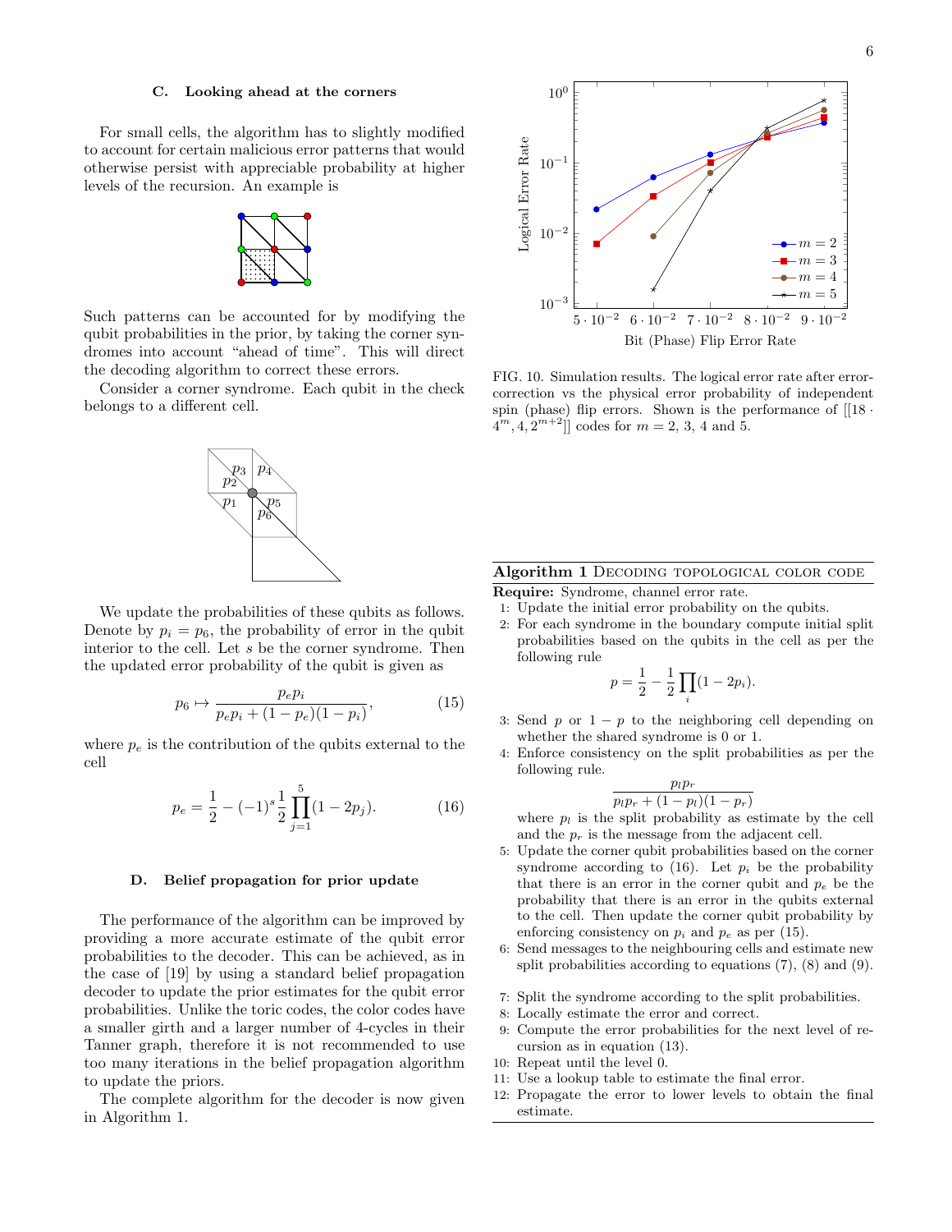### C. Looking ahead at the corners

For small cells, the algorithm has to slightly modified to account for certain malicious error patterns that would otherwise persist with appreciable probability at higher levels of the recursion. An example is

Such patterns can be accounted for by modifying the qubit probabilities in the prior, by taking the corner syndromes into account "ahead of time". This will direct the decoding algorithm to correct these errors.

Consider a corner syndrome. Each qubit in the check belongs to a different cell.

We update the probabilities of these qubits as follows. Denote by $p_i = p_6$, the probability of error in the qubit interior to the cell. Let $s$ be the corner syndrome. Then the updated error probability of the qubit is given as

$$p_6 \mapsto \frac{p_e p_i}{p_e p_i + (1 - p_e)(1 - p_i)}, \tag{15}$$

where $p_e$ is the contribution of the qubits external to the cell

$$p_e = \frac{1}{2} - (-1)^s \frac{1}{2} \prod_{j=1}^{5} (1 - 2p_j). \tag{16}$$

### D. Belief propagation for prior update

The performance of the algorithm can be improved by providing a more accurate estimate of the qubit error probabilities to the decoder. This can be achieved, as in the case of [19] by using a standard belief propagation decoder to update the prior estimates for the qubit error probabilities. Unlike the toric codes, the color codes have a smaller girth and a larger number of 4-cycles in their Tanner graph, therefore it is not recommended to use too many iterations in the belief propagation algorithm to update the priors.

The complete algorithm for the decoder is now given in Algorithm 1.

FIG. 10. Simulation results. The logical error rate after error-correction vs the physical error probability of independent spin (phase) flip errors. Shown is the performance of $[[18 \cdot 4^m, 4, 2^{m+2}]]$ codes for $m = 2$, 3, 4 and 5.

**Algorithm 1** DECODING TOPOLOGICAL COLOR CODE

**Require:** Syndrome, channel error rate.

1: Update the initial error probability on the qubits.

2: For each syndrome in the boundary compute initial split probabilities based on the qubits in the cell as per the following rule

$$p = \frac{1}{2} - \frac{1}{2} \prod_i (1 - 2p_i).$$

3: Send $p$ or $1 - p$ to the neighboring cell depending on whether the shared syndrome is 0 or 1.

4: Enforce consistency on the split probabilities as per the following rule.

$$\frac{p_l p_r}{p_l p_r + (1 - p_l)(1 - p_r)}$$

where $p_l$ is the split probability as estimate by the cell and the $p_r$ is the message from the adjacent cell.

5: Update the corner qubit probabilities based on the corner syndrome according to (16). Let $p_i$ be the probability that there is an error in the corner qubit and $p_e$ be the probability that there is an error in the qubits external to the cell. Then update the corner qubit probability by enforcing consistency on $p_i$ and $p_e$ as per (15).

6: Send messages to the neighbouring cells and estimate new split probabilities according to equations (7), (8) and (9).

7: Split the syndrome according to the split probabilities.

8: Locally estimate the error and correct.

9: Compute the error probabilities for the next level of recursion as in equation (13).

10: Repeat until the level 0.

11: Use a lookup table to estimate the final error.

12: Propagate the error to lower levels to obtain the final estimate.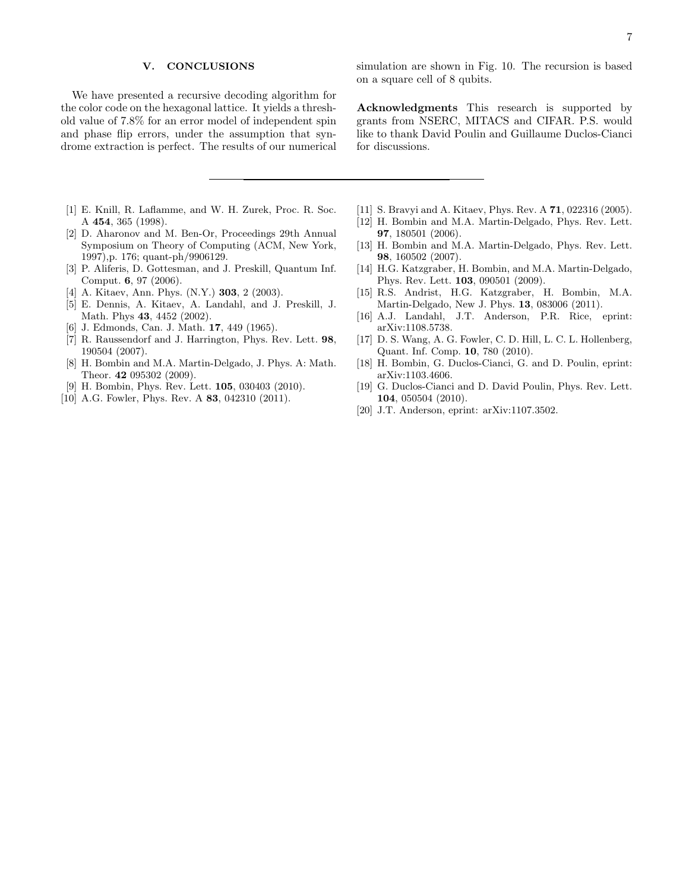## V. CONCLUSIONS

We have presented a recursive decoding algorithm for the color code on the hexagonal lattice. It yields a threshold value of 7.8% for an error model of independent spin and phase flip errors, under the assumption that syndrome extraction is perfect. The results of our numerical simulation are shown in Fig. 10. The recursion is based on a square cell of 8 qubits.

**Acknowledgments** This research is supported by grants from NSERC, MITACS and CIFAR. P.S. would like to thank David Poulin and Guillaume Duclos-Cianci for discussions.

---

[1] E. Knill, R. Laflamme, and W. H. Zurek, Proc. R. Soc. A **454**, 365 (1998).

[2] D. Aharonov and M. Ben-Or, Proceedings 29th Annual Symposium on Theory of Computing (ACM, New York, 1997),p. 176; quant-ph/9906129.

[3] P. Aliferis, D. Gottesman, and J. Preskill, Quantum Inf. Comput. **6**, 97 (2006).

[4] A. Kitaev, Ann. Phys. (N.Y.) **303**, 2 (2003).

[5] E. Dennis, A. Kitaev, A. Landahl, and J. Preskill, J. Math. Phys **43**, 4452 (2002).

[6] J. Edmonds, Can. J. Math. **17**, 449 (1965).

[7] R. Raussendorf and J. Harrington, Phys. Rev. Lett. **98**, 190504 (2007).

[8] H. Bombin and M.A. Martin-Delgado, J. Phys. A: Math. Theor. **42** 095302 (2009).

[9] H. Bombin, Phys. Rev. Lett. **105**, 030403 (2010).

[10] A.G. Fowler, Phys. Rev. A **83**, 042310 (2011).

[11] S. Bravyi and A. Kitaev, Phys. Rev. A **71**, 022316 (2005).

[12] H. Bombin and M.A. Martin-Delgado, Phys. Rev. Lett. **97**, 180501 (2006).

[13] H. Bombin and M.A. Martin-Delgado, Phys. Rev. Lett. **98**, 160502 (2007).

[14] H.G. Katzgraber, H. Bombin, and M.A. Martin-Delgado, Phys. Rev. Lett. **103**, 090501 (2009).

[15] R.S. Andrist, H.G. Katzgraber, H. Bombin, M.A. Martin-Delgado, New J. Phys. **13**, 083006 (2011).

[16] A.J. Landahl, J.T. Anderson, P.R. Rice, eprint: arXiv:1108.5738.

[17] D. S. Wang, A. G. Fowler, C. D. Hill, L. C. L. Hollenberg, Quant. Inf. Comp. **10**, 780 (2010).

[18] H. Bombin, G. Duclos-Cianci, G. and D. Poulin, eprint: arXiv:1103.4606.

[19] G. Duclos-Cianci and D. David Poulin, Phys. Rev. Lett. **104**, 050504 (2010).

[20] J.T. Anderson, eprint: arXiv:1107.3502.